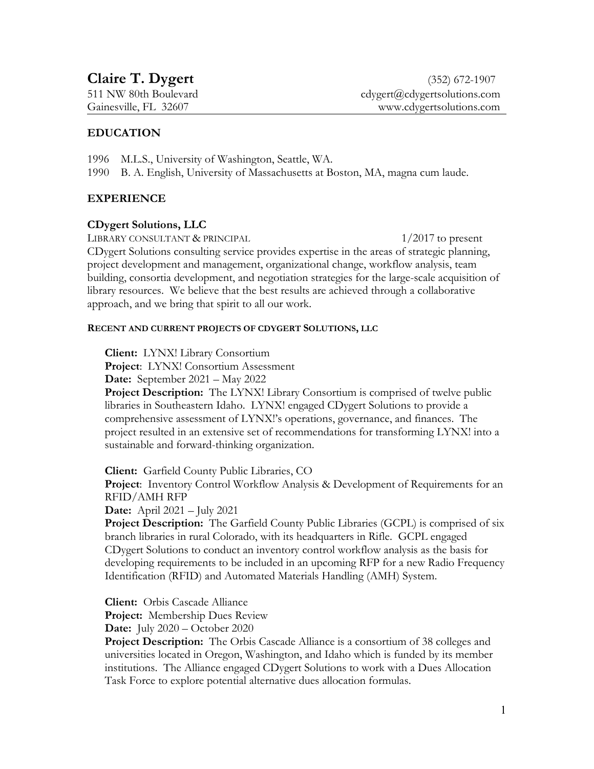# Claire T. Dygert

511 NW 80th Boulevard
Gainesville, FL 32607

(352) 672-1907
cdygert@cdygertsolutions.com
www.cdygertsolutions.com

## EDUCATION

1996 M.L.S., University of Washington, Seattle, WA.
1990 B. A. English, University of Massachusetts at Boston, MA, magna cum laude.

## EXPERIENCE

### CDygert Solutions, LLC

LIBRARY CONSULTANT & PRINCIPAL — 1/2017 to present

CDygert Solutions consulting service provides expertise in the areas of strategic planning, project development and management, organizational change, workflow analysis, team building, consortia development, and negotiation strategies for the large-scale acquisition of library resources. We believe that the best results are achieved through a collaborative approach, and we bring that spirit to all our work.

#### RECENT AND CURRENT PROJECTS OF CDYGERT SOLUTIONS, LLC

**Client:** LYNX! Library Consortium
**Project**: LYNX! Consortium Assessment
**Date:** September 2021 – May 2022
**Project Description:** The LYNX! Library Consortium is comprised of twelve public libraries in Southeastern Idaho. LYNX! engaged CDygert Solutions to provide a comprehensive assessment of LYNX!'s operations, governance, and finances. The project resulted in an extensive set of recommendations for transforming LYNX! into a sustainable and forward-thinking organization.

**Client:** Garfield County Public Libraries, CO
**Project**: Inventory Control Workflow Analysis & Development of Requirements for an RFID/AMH RFP
**Date:** April 2021 – July 2021
**Project Description:** The Garfield County Public Libraries (GCPL) is comprised of six branch libraries in rural Colorado, with its headquarters in Rifle. GCPL engaged CDygert Solutions to conduct an inventory control workflow analysis as the basis for developing requirements to be included in an upcoming RFP for a new Radio Frequency Identification (RFID) and Automated Materials Handling (AMH) System.

**Client:** Orbis Cascade Alliance
**Project:** Membership Dues Review
**Date:** July 2020 – October 2020
**Project Description:** The Orbis Cascade Alliance is a consortium of 38 colleges and universities located in Oregon, Washington, and Idaho which is funded by its member institutions. The Alliance engaged CDygert Solutions to work with a Dues Allocation Task Force to explore potential alternative dues allocation formulas.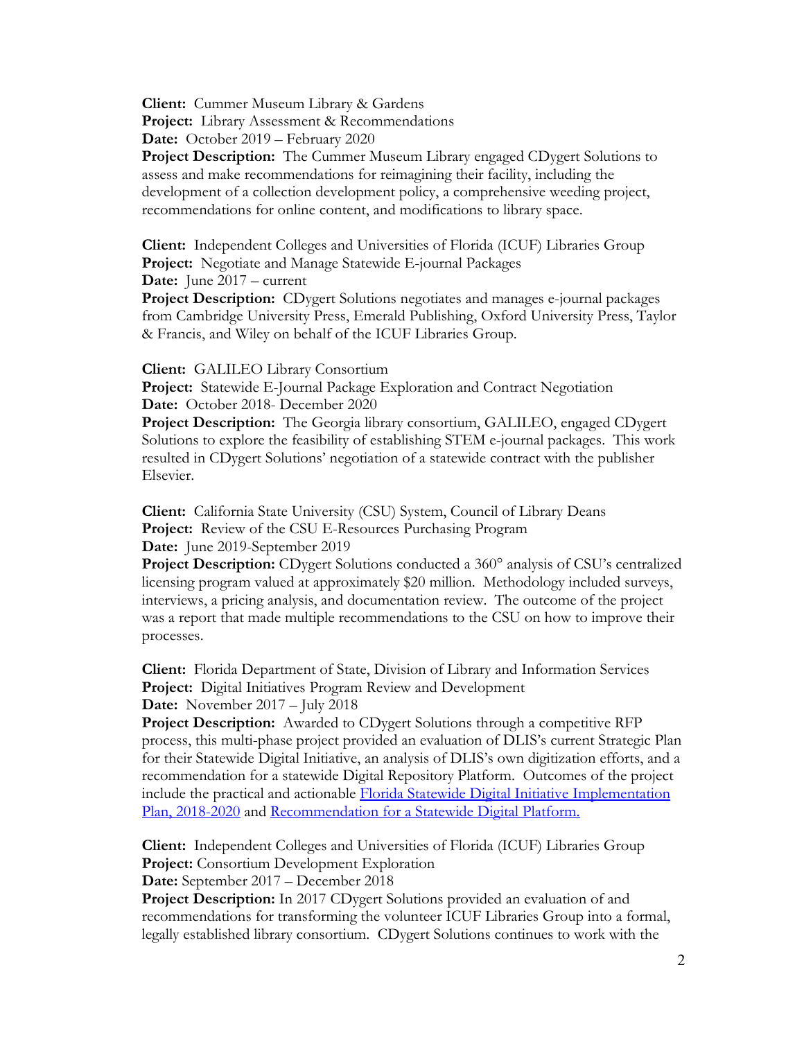**Client:** Cummer Museum Library & Gardens
**Project:** Library Assessment & Recommendations
**Date:** October 2019 – February 2020
**Project Description:** The Cummer Museum Library engaged CDygert Solutions to assess and make recommendations for reimagining their facility, including the development of a collection development policy, a comprehensive weeding project, recommendations for online content, and modifications to library space.

**Client:** Independent Colleges and Universities of Florida (ICUF) Libraries Group
**Project:** Negotiate and Manage Statewide E-journal Packages
**Date:** June 2017 – current
**Project Description:** CDygert Solutions negotiates and manages e-journal packages from Cambridge University Press, Emerald Publishing, Oxford University Press, Taylor & Francis, and Wiley on behalf of the ICUF Libraries Group.

**Client:** GALILEO Library Consortium
**Project:** Statewide E-Journal Package Exploration and Contract Negotiation
**Date:** October 2018- December 2020
**Project Description:** The Georgia library consortium, GALILEO, engaged CDygert Solutions to explore the feasibility of establishing STEM e-journal packages. This work resulted in CDygert Solutions' negotiation of a statewide contract with the publisher Elsevier.

**Client:** California State University (CSU) System, Council of Library Deans
**Project:** Review of the CSU E-Resources Purchasing Program
**Date:** June 2019-September 2019
**Project Description:** CDygert Solutions conducted a 360° analysis of CSU's centralized licensing program valued at approximately $20 million. Methodology included surveys, interviews, a pricing analysis, and documentation review. The outcome of the project was a report that made multiple recommendations to the CSU on how to improve their processes.

**Client:** Florida Department of State, Division of Library and Information Services
**Project:** Digital Initiatives Program Review and Development
**Date:** November 2017 – July 2018
**Project Description:** Awarded to CDygert Solutions through a competitive RFP process, this multi-phase project provided an evaluation of DLIS's current Strategic Plan for their Statewide Digital Initiative, an analysis of DLIS's own digitization efforts, and a recommendation for a statewide Digital Repository Platform. Outcomes of the project include the practical and actionable Florida Statewide Digital Initiative Implementation Plan, 2018-2020 and Recommendation for a Statewide Digital Platform.

**Client:** Independent Colleges and Universities of Florida (ICUF) Libraries Group
**Project:** Consortium Development Exploration
**Date:** September 2017 – December 2018
**Project Description:** In 2017 CDygert Solutions provided an evaluation of and recommendations for transforming the volunteer ICUF Libraries Group into a formal, legally established library consortium. CDygert Solutions continues to work with the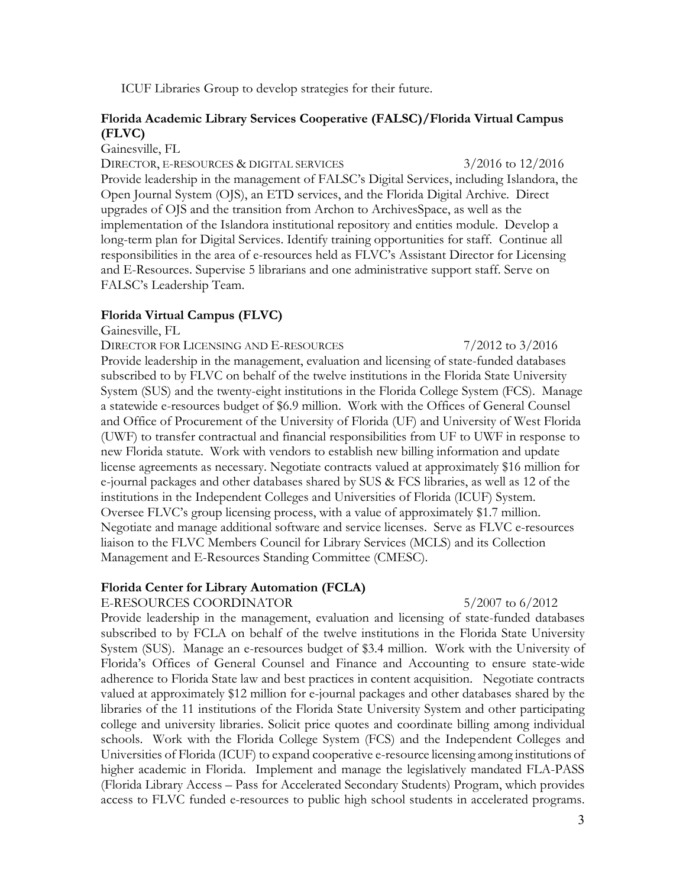ICUF Libraries Group to develop strategies for their future.

**Florida Academic Library Services Cooperative (FALSC)/Florida Virtual Campus (FLVC)**

Gainesville, FL

DIRECTOR, E-RESOURCES & DIGITAL SERVICES 3/2016 to 12/2016

Provide leadership in the management of FALSC's Digital Services, including Islandora, the Open Journal System (OJS), an ETD services, and the Florida Digital Archive. Direct upgrades of OJS and the transition from Archon to ArchivesSpace, as well as the implementation of the Islandora institutional repository and entities module. Develop a long-term plan for Digital Services. Identify training opportunities for staff. Continue all responsibilities in the area of e-resources held as FLVC's Assistant Director for Licensing and E-Resources. Supervise 5 librarians and one administrative support staff. Serve on FALSC's Leadership Team.

**Florida Virtual Campus (FLVC)**

Gainesville, FL

DIRECTOR FOR LICENSING AND E-RESOURCES 7/2012 to 3/2016

Provide leadership in the management, evaluation and licensing of state-funded databases subscribed to by FLVC on behalf of the twelve institutions in the Florida State University System (SUS) and the twenty-eight institutions in the Florida College System (FCS). Manage a statewide e-resources budget of $6.9 million. Work with the Offices of General Counsel and Office of Procurement of the University of Florida (UF) and University of West Florida (UWF) to transfer contractual and financial responsibilities from UF to UWF in response to new Florida statute. Work with vendors to establish new billing information and update license agreements as necessary. Negotiate contracts valued at approximately $16 million for e-journal packages and other databases shared by SUS & FCS libraries, as well as 12 of the institutions in the Independent Colleges and Universities of Florida (ICUF) System. Oversee FLVC's group licensing process, with a value of approximately $1.7 million. Negotiate and manage additional software and service licenses. Serve as FLVC e-resources liaison to the FLVC Members Council for Library Services (MCLS) and its Collection Management and E-Resources Standing Committee (CMESC).

**Florida Center for Library Automation (FCLA)**

E-RESOURCES COORDINATOR 5/2007 to 6/2012

Provide leadership in the management, evaluation and licensing of state-funded databases subscribed to by FCLA on behalf of the twelve institutions in the Florida State University System (SUS). Manage an e-resources budget of $3.4 million. Work with the University of Florida's Offices of General Counsel and Finance and Accounting to ensure state-wide adherence to Florida State law and best practices in content acquisition. Negotiate contracts valued at approximately $12 million for e-journal packages and other databases shared by the libraries of the 11 institutions of the Florida State University System and other participating college and university libraries. Solicit price quotes and coordinate billing among individual schools. Work with the Florida College System (FCS) and the Independent Colleges and Universities of Florida (ICUF) to expand cooperative e-resource licensing among institutions of higher academic in Florida. Implement and manage the legislatively mandated FLA-PASS (Florida Library Access – Pass for Accelerated Secondary Students) Program, which provides access to FLVC funded e-resources to public high school students in accelerated programs.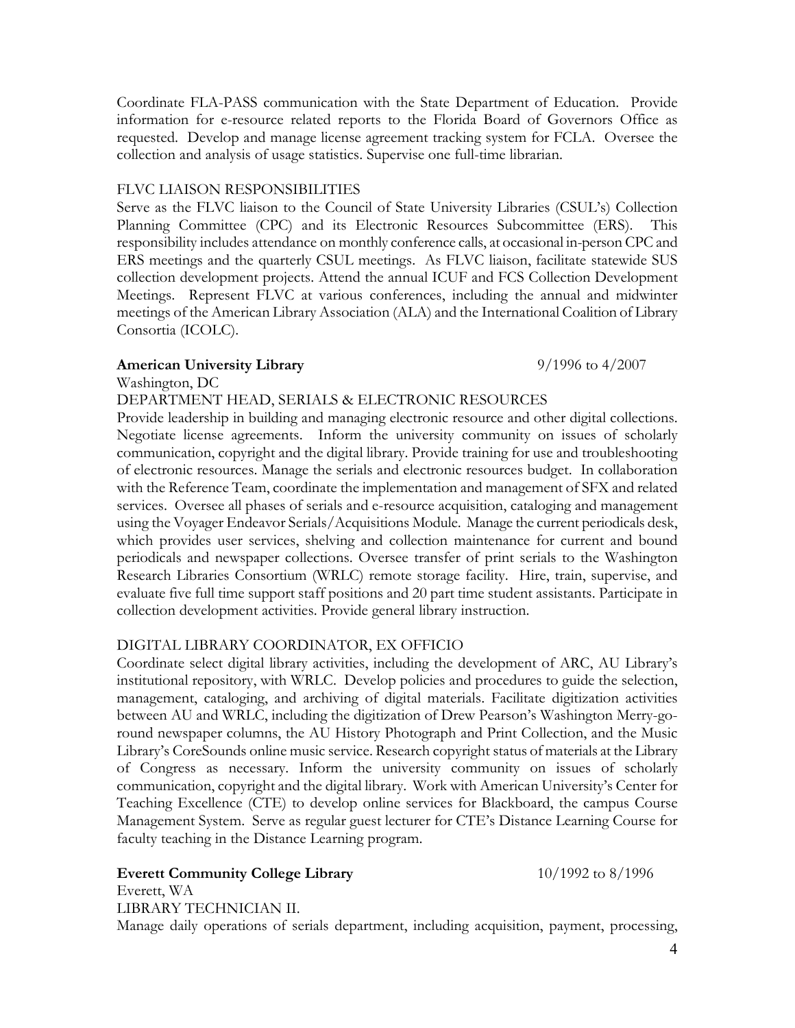Coordinate FLA-PASS communication with the State Department of Education. Provide information for e-resource related reports to the Florida Board of Governors Office as requested. Develop and manage license agreement tracking system for FCLA. Oversee the collection and analysis of usage statistics. Supervise one full-time librarian.

FLVC LIAISON RESPONSIBILITIES

Serve as the FLVC liaison to the Council of State University Libraries (CSUL's) Collection Planning Committee (CPC) and its Electronic Resources Subcommittee (ERS). This responsibility includes attendance on monthly conference calls, at occasional in-person CPC and ERS meetings and the quarterly CSUL meetings. As FLVC liaison, facilitate statewide SUS collection development projects. Attend the annual ICUF and FCS Collection Development Meetings. Represent FLVC at various conferences, including the annual and midwinter meetings of the American Library Association (ALA) and the International Coalition of Library Consortia (ICOLC).

**American University Library** 9/1996 to 4/2007

Washington, DC

DEPARTMENT HEAD, SERIALS & ELECTRONIC RESOURCES

Provide leadership in building and managing electronic resource and other digital collections. Negotiate license agreements. Inform the university community on issues of scholarly communication, copyright and the digital library. Provide training for use and troubleshooting of electronic resources. Manage the serials and electronic resources budget. In collaboration with the Reference Team, coordinate the implementation and management of SFX and related services. Oversee all phases of serials and e-resource acquisition, cataloging and management using the Voyager Endeavor Serials/Acquisitions Module. Manage the current periodicals desk, which provides user services, shelving and collection maintenance for current and bound periodicals and newspaper collections. Oversee transfer of print serials to the Washington Research Libraries Consortium (WRLC) remote storage facility. Hire, train, supervise, and evaluate five full time support staff positions and 20 part time student assistants. Participate in collection development activities. Provide general library instruction.

DIGITAL LIBRARY COORDINATOR, EX OFFICIO

Coordinate select digital library activities, including the development of ARC, AU Library's institutional repository, with WRLC. Develop policies and procedures to guide the selection, management, cataloging, and archiving of digital materials. Facilitate digitization activities between AU and WRLC, including the digitization of Drew Pearson's Washington Merry-go-round newspaper columns, the AU History Photograph and Print Collection, and the Music Library's CoreSounds online music service. Research copyright status of materials at the Library of Congress as necessary. Inform the university community on issues of scholarly communication, copyright and the digital library. Work with American University's Center for Teaching Excellence (CTE) to develop online services for Blackboard, the campus Course Management System. Serve as regular guest lecturer for CTE's Distance Learning Course for faculty teaching in the Distance Learning program.

**Everett Community College Library** 10/1992 to 8/1996

Everett, WA

LIBRARY TECHNICIAN II.

Manage daily operations of serials department, including acquisition, payment, processing,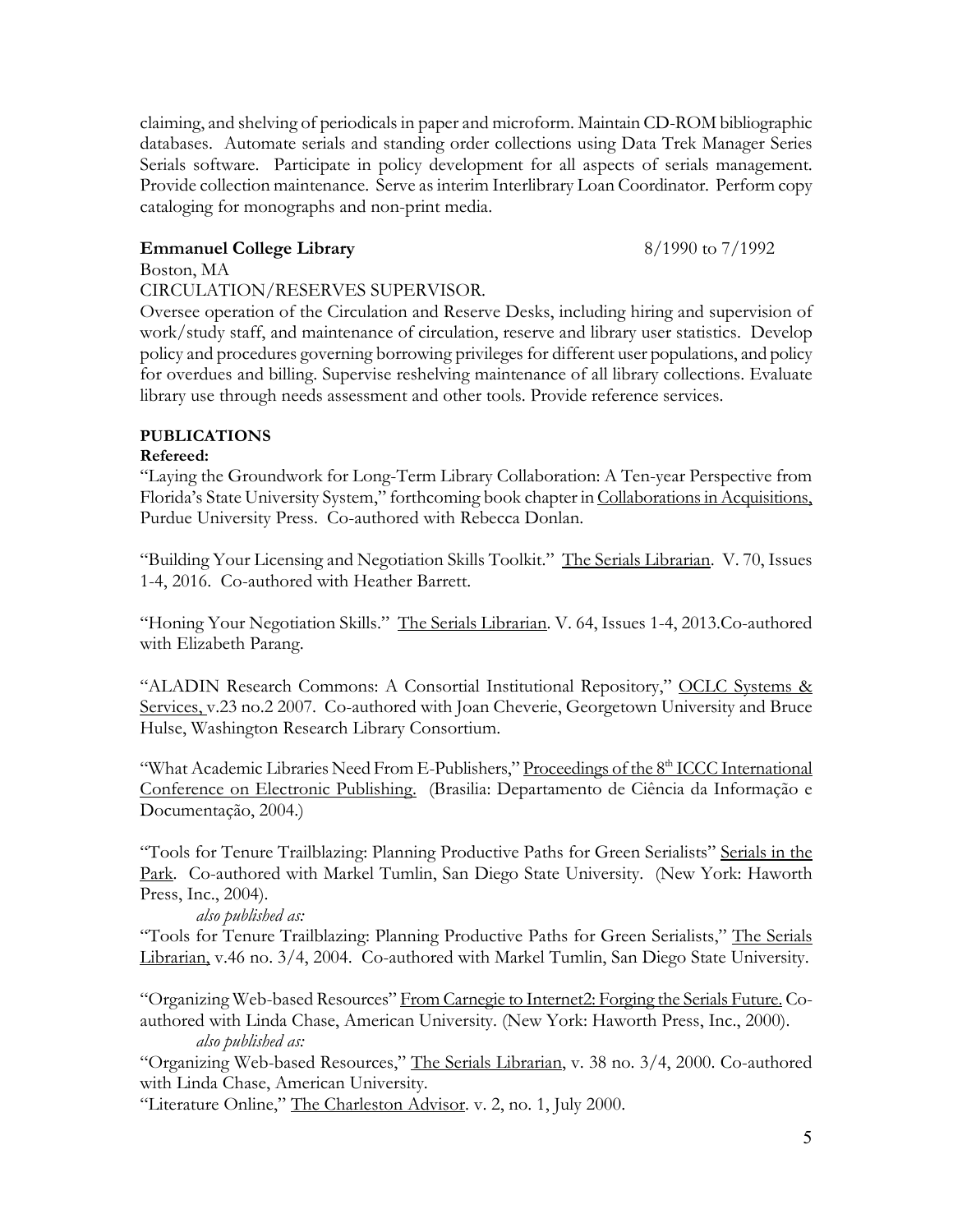claiming, and shelving of periodicals in paper and microform. Maintain CD-ROM bibliographic databases. Automate serials and standing order collections using Data Trek Manager Series Serials software. Participate in policy development for all aspects of serials management. Provide collection maintenance. Serve as interim Interlibrary Loan Coordinator. Perform copy cataloging for monographs and non-print media.

**Emmanuel College Library** 8/1990 to 7/1992

Boston, MA

CIRCULATION/RESERVES SUPERVISOR.

Oversee operation of the Circulation and Reserve Desks, including hiring and supervision of work/study staff, and maintenance of circulation, reserve and library user statistics. Develop policy and procedures governing borrowing privileges for different user populations, and policy for overdues and billing. Supervise reshelving maintenance of all library collections. Evaluate library use through needs assessment and other tools. Provide reference services.

**PUBLICATIONS**

**Refereed:**

"Laying the Groundwork for Long-Term Library Collaboration: A Ten-year Perspective from Florida's State University System," forthcoming book chapter in Collaborations in Acquisitions, Purdue University Press. Co-authored with Rebecca Donlan.

"Building Your Licensing and Negotiation Skills Toolkit." The Serials Librarian. V. 70, Issues 1-4, 2016. Co-authored with Heather Barrett.

"Honing Your Negotiation Skills." The Serials Librarian. V. 64, Issues 1-4, 2013.Co-authored with Elizabeth Parang.

"ALADIN Research Commons: A Consortial Institutional Repository," OCLC Systems & Services, v.23 no.2 2007. Co-authored with Joan Cheverie, Georgetown University and Bruce Hulse, Washington Research Library Consortium.

"What Academic Libraries Need From E-Publishers," Proceedings of the 8th ICCC International Conference on Electronic Publishing. (Brasilia: Departamento de Ciência da Informação e Documentação, 2004.)

"Tools for Tenure Trailblazing: Planning Productive Paths for Green Serialists" Serials in the Park. Co-authored with Markel Tumlin, San Diego State University. (New York: Haworth Press, Inc., 2004).

*also published as:*

"Tools for Tenure Trailblazing: Planning Productive Paths for Green Serialists," The Serials Librarian, v.46 no. 3/4, 2004. Co-authored with Markel Tumlin, San Diego State University.

"Organizing Web-based Resources" From Carnegie to Internet2: Forging the Serials Future. Co-authored with Linda Chase, American University. (New York: Haworth Press, Inc., 2000).

*also published as:*

"Organizing Web-based Resources," The Serials Librarian, v. 38 no. 3/4, 2000. Co-authored with Linda Chase, American University.

"Literature Online," The Charleston Advisor. v. 2, no. 1, July 2000.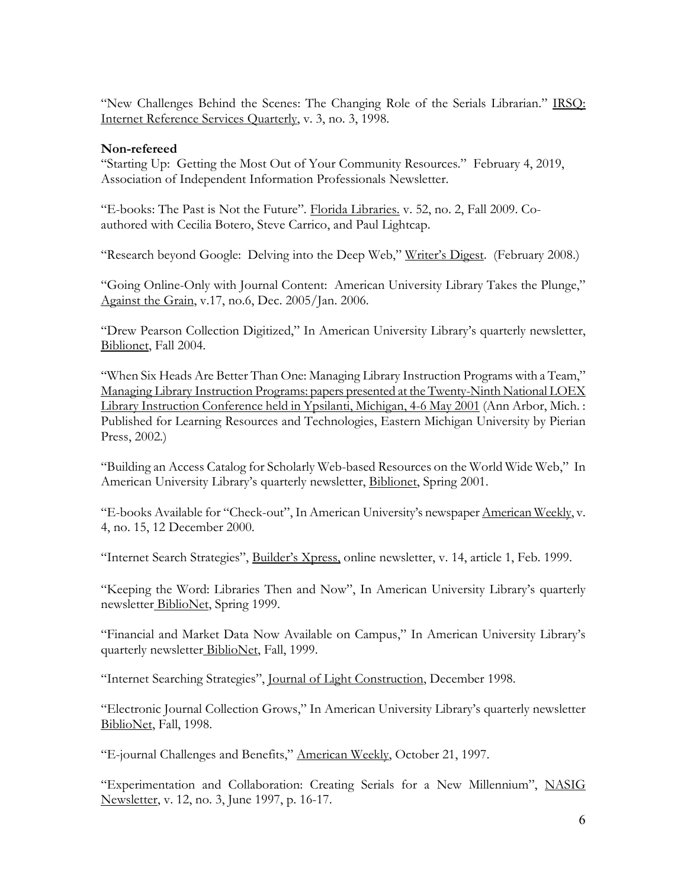"New Challenges Behind the Scenes: The Changing Role of the Serials Librarian." IRSQ: Internet Reference Services Quarterly, v. 3, no. 3, 1998.

**Non-refereed**

"Starting Up: Getting the Most Out of Your Community Resources." February 4, 2019, Association of Independent Information Professionals Newsletter.

"E-books: The Past is Not the Future". Florida Libraries. v. 52, no. 2, Fall 2009. Co-authored with Cecilia Botero, Steve Carrico, and Paul Lightcap.

"Research beyond Google: Delving into the Deep Web," Writer's Digest. (February 2008.)

"Going Online-Only with Journal Content: American University Library Takes the Plunge," Against the Grain, v.17, no.6, Dec. 2005/Jan. 2006.

"Drew Pearson Collection Digitized," In American University Library's quarterly newsletter, Biblionet, Fall 2004.

"When Six Heads Are Better Than One: Managing Library Instruction Programs with a Team," Managing Library Instruction Programs: papers presented at the Twenty-Ninth National LOEX Library Instruction Conference held in Ypsilanti, Michigan, 4-6 May 2001 (Ann Arbor, Mich. : Published for Learning Resources and Technologies, Eastern Michigan University by Pierian Press, 2002.)

"Building an Access Catalog for Scholarly Web-based Resources on the World Wide Web," In American University Library's quarterly newsletter, Biblionet, Spring 2001.

"E-books Available for "Check-out", In American University's newspaper American Weekly, v. 4, no. 15, 12 December 2000.

"Internet Search Strategies", Builder's Xpress, online newsletter, v. 14, article 1, Feb. 1999.

"Keeping the Word: Libraries Then and Now", In American University Library's quarterly newsletter BiblioNet, Spring 1999.

"Financial and Market Data Now Available on Campus," In American University Library's quarterly newsletter BiblioNet, Fall, 1999.

"Internet Searching Strategies", Journal of Light Construction, December 1998.

"Electronic Journal Collection Grows," In American University Library's quarterly newsletter BiblioNet, Fall, 1998.

"E-journal Challenges and Benefits," American Weekly, October 21, 1997.

"Experimentation and Collaboration: Creating Serials for a New Millennium", NASIG Newsletter, v. 12, no. 3, June 1997, p. 16-17.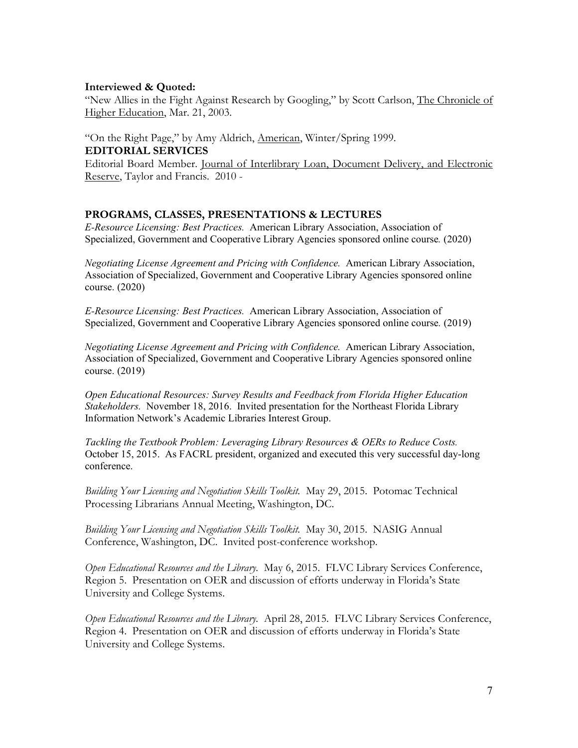**Interviewed & Quoted:**

"New Allies in the Fight Against Research by Googling," by Scott Carlson, The Chronicle of Higher Education, Mar. 21, 2003.

"On the Right Page," by Amy Aldrich, American, Winter/Spring 1999.

**EDITORIAL SERVICES**

Editorial Board Member. Journal of Interlibrary Loan, Document Delivery, and Electronic Reserve, Taylor and Francis. 2010 -

## PROGRAMS, CLASSES, PRESENTATIONS & LECTURES

*E-Resource Licensing: Best Practices.* American Library Association, Association of Specialized, Government and Cooperative Library Agencies sponsored online course. (2020)

*Negotiating License Agreement and Pricing with Confidence.* American Library Association, Association of Specialized, Government and Cooperative Library Agencies sponsored online course. (2020)

*E-Resource Licensing: Best Practices.* American Library Association, Association of Specialized, Government and Cooperative Library Agencies sponsored online course. (2019)

*Negotiating License Agreement and Pricing with Confidence.* American Library Association, Association of Specialized, Government and Cooperative Library Agencies sponsored online course. (2019)

*Open Educational Resources: Survey Results and Feedback from Florida Higher Education Stakeholders.* November 18, 2016. Invited presentation for the Northeast Florida Library Information Network's Academic Libraries Interest Group.

*Tackling the Textbook Problem: Leveraging Library Resources & OERs to Reduce Costs.* October 15, 2015. As FACRL president, organized and executed this very successful day-long conference.

*Building Your Licensing and Negotiation Skills Toolkit.* May 29, 2015. Potomac Technical Processing Librarians Annual Meeting, Washington, DC.

*Building Your Licensing and Negotiation Skills Toolkit.* May 30, 2015. NASIG Annual Conference, Washington, DC. Invited post-conference workshop.

*Open Educational Resources and the Library.* May 6, 2015. FLVC Library Services Conference, Region 5. Presentation on OER and discussion of efforts underway in Florida's State University and College Systems.

*Open Educational Resources and the Library.* April 28, 2015. FLVC Library Services Conference, Region 4. Presentation on OER and discussion of efforts underway in Florida's State University and College Systems.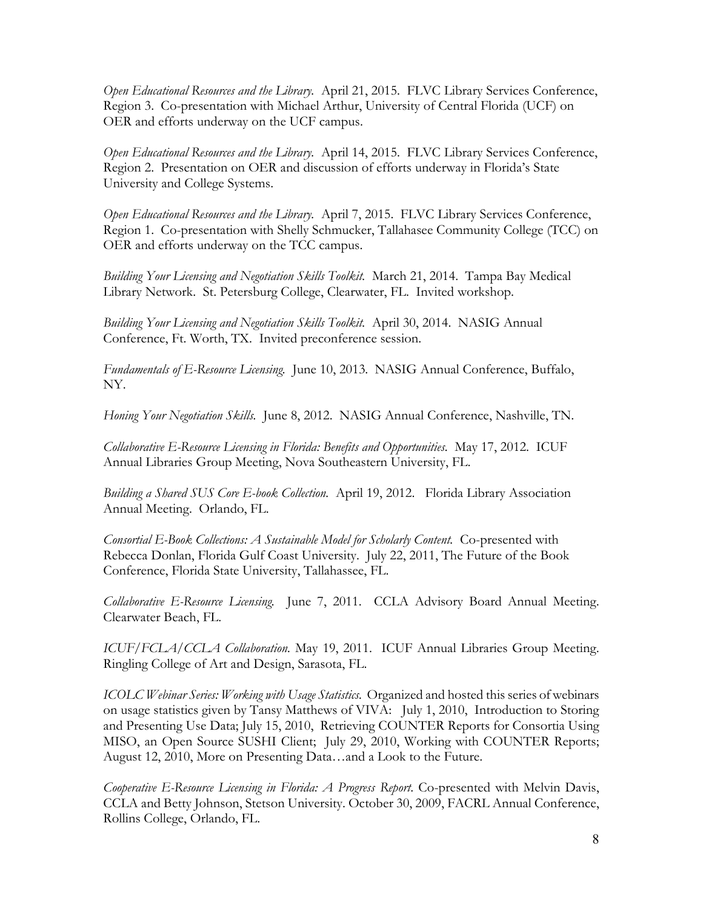*Open Educational Resources and the Library.* April 21, 2015. FLVC Library Services Conference, Region 3. Co-presentation with Michael Arthur, University of Central Florida (UCF) on OER and efforts underway on the UCF campus.

*Open Educational Resources and the Library.* April 14, 2015. FLVC Library Services Conference, Region 2. Presentation on OER and discussion of efforts underway in Florida's State University and College Systems.

*Open Educational Resources and the Library.* April 7, 2015. FLVC Library Services Conference, Region 1. Co-presentation with Shelly Schmucker, Tallahasee Community College (TCC) on OER and efforts underway on the TCC campus.

*Building Your Licensing and Negotiation Skills Toolkit.* March 21, 2014. Tampa Bay Medical Library Network. St. Petersburg College, Clearwater, FL. Invited workshop.

*Building Your Licensing and Negotiation Skills Toolkit.* April 30, 2014. NASIG Annual Conference, Ft. Worth, TX. Invited preconference session.

*Fundamentals of E-Resource Licensing.* June 10, 2013. NASIG Annual Conference, Buffalo, NY.

*Honing Your Negotiation Skills.* June 8, 2012. NASIG Annual Conference, Nashville, TN.

*Collaborative E-Resource Licensing in Florida: Benefits and Opportunities.* May 17, 2012. ICUF Annual Libraries Group Meeting, Nova Southeastern University, FL.

*Building a Shared SUS Core E-book Collection.* April 19, 2012. Florida Library Association Annual Meeting. Orlando, FL.

*Consortial E-Book Collections: A Sustainable Model for Scholarly Content.* Co-presented with Rebecca Donlan, Florida Gulf Coast University. July 22, 2011, The Future of the Book Conference, Florida State University, Tallahassee, FL.

*Collaborative E-Resource Licensing.* June 7, 2011. CCLA Advisory Board Annual Meeting. Clearwater Beach, FL.

*ICUF/FCLA/CCLA Collaboration.* May 19, 2011. ICUF Annual Libraries Group Meeting. Ringling College of Art and Design, Sarasota, FL.

*ICOLC Webinar Series: Working with Usage Statistics.* Organized and hosted this series of webinars on usage statistics given by Tansy Matthews of VIVA: July 1, 2010, Introduction to Storing and Presenting Use Data; July 15, 2010, Retrieving COUNTER Reports for Consortia Using MISO, an Open Source SUSHI Client; July 29, 2010, Working with COUNTER Reports; August 12, 2010, More on Presenting Data…and a Look to the Future.

*Cooperative E-Resource Licensing in Florida: A Progress Report.* Co-presented with Melvin Davis, CCLA and Betty Johnson, Stetson University. October 30, 2009, FACRL Annual Conference, Rollins College, Orlando, FL.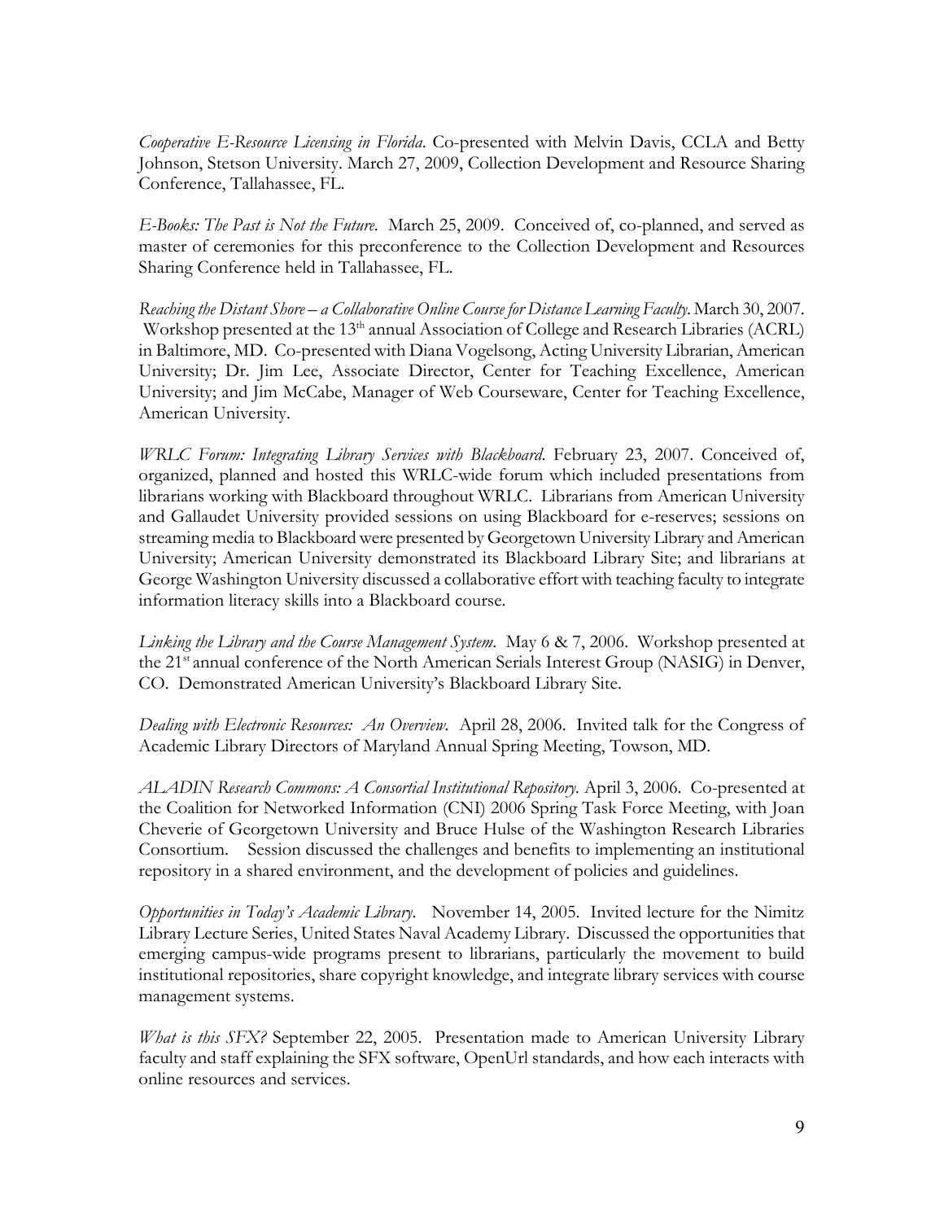*Cooperative E-Resource Licensing in Florida.* Co-presented with Melvin Davis, CCLA and Betty Johnson, Stetson University. March 27, 2009, Collection Development and Resource Sharing Conference, Tallahassee, FL.

*E-Books: The Past is Not the Future.* March 25, 2009. Conceived of, co-planned, and served as master of ceremonies for this preconference to the Collection Development and Resources Sharing Conference held in Tallahassee, FL.

*Reaching the Distant Shore – a Collaborative Online Course for Distance Learning Faculty.* March 30, 2007. Workshop presented at the 13th annual Association of College and Research Libraries (ACRL) in Baltimore, MD. Co-presented with Diana Vogelsong, Acting University Librarian, American University; Dr. Jim Lee, Associate Director, Center for Teaching Excellence, American University; and Jim McCabe, Manager of Web Courseware, Center for Teaching Excellence, American University.

*WRLC Forum: Integrating Library Services with Blackboard.* February 23, 2007. Conceived of, organized, planned and hosted this WRLC-wide forum which included presentations from librarians working with Blackboard throughout WRLC. Librarians from American University and Gallaudet University provided sessions on using Blackboard for e-reserves; sessions on streaming media to Blackboard were presented by Georgetown University Library and American University; American University demonstrated its Blackboard Library Site; and librarians at George Washington University discussed a collaborative effort with teaching faculty to integrate information literacy skills into a Blackboard course.

*Linking the Library and the Course Management System.* May 6 & 7, 2006. Workshop presented at the 21st annual conference of the North American Serials Interest Group (NASIG) in Denver, CO. Demonstrated American University's Blackboard Library Site.

*Dealing with Electronic Resources: An Overview.* April 28, 2006. Invited talk for the Congress of Academic Library Directors of Maryland Annual Spring Meeting, Towson, MD.

*ALADIN Research Commons: A Consortial Institutional Repository.* April 3, 2006. Co-presented at the Coalition for Networked Information (CNI) 2006 Spring Task Force Meeting, with Joan Cheverie of Georgetown University and Bruce Hulse of the Washington Research Libraries Consortium. Session discussed the challenges and benefits to implementing an institutional repository in a shared environment, and the development of policies and guidelines.

*Opportunities in Today's Academic Library.* November 14, 2005. Invited lecture for the Nimitz Library Lecture Series, United States Naval Academy Library. Discussed the opportunities that emerging campus-wide programs present to librarians, particularly the movement to build institutional repositories, share copyright knowledge, and integrate library services with course management systems.

*What is this SFX?* September 22, 2005. Presentation made to American University Library faculty and staff explaining the SFX software, OpenUrl standards, and how each interacts with online resources and services.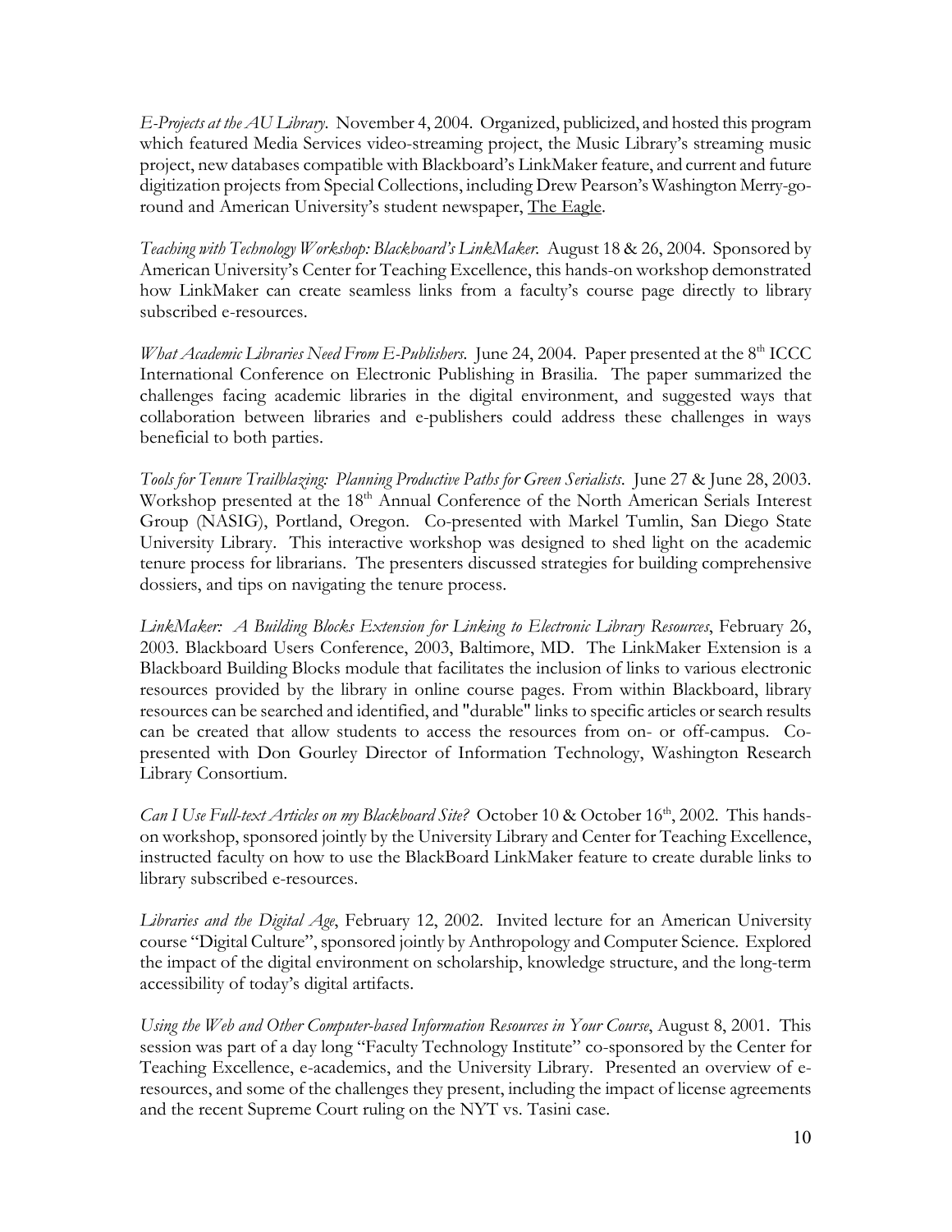*E-Projects at the AU Library*. November 4, 2004. Organized, publicized, and hosted this program which featured Media Services video-streaming project, the Music Library's streaming music project, new databases compatible with Blackboard's LinkMaker feature, and current and future digitization projects from Special Collections, including Drew Pearson's Washington Merry-go-round and American University's student newspaper, <u>The Eagle</u>.

*Teaching with Technology Workshop: Blackboard's LinkMaker.* August 18 & 26, 2004. Sponsored by American University's Center for Teaching Excellence, this hands-on workshop demonstrated how LinkMaker can create seamless links from a faculty's course page directly to library subscribed e-resources.

*What Academic Libraries Need From E-Publishers*. June 24, 2004. Paper presented at the 8th ICCC International Conference on Electronic Publishing in Brasilia. The paper summarized the challenges facing academic libraries in the digital environment, and suggested ways that collaboration between libraries and e-publishers could address these challenges in ways beneficial to both parties.

*Tools for Tenure Trailblazing: Planning Productive Paths for Green Serialists*. June 27 & June 28, 2003. Workshop presented at the 18th Annual Conference of the North American Serials Interest Group (NASIG), Portland, Oregon. Co-presented with Markel Tumlin, San Diego State University Library. This interactive workshop was designed to shed light on the academic tenure process for librarians. The presenters discussed strategies for building comprehensive dossiers, and tips on navigating the tenure process.

*LinkMaker: A Building Blocks Extension for Linking to Electronic Library Resources*, February 26, 2003. Blackboard Users Conference, 2003, Baltimore, MD. The LinkMaker Extension is a Blackboard Building Blocks module that facilitates the inclusion of links to various electronic resources provided by the library in online course pages. From within Blackboard, library resources can be searched and identified, and "durable" links to specific articles or search results can be created that allow students to access the resources from on- or off-campus. Co-presented with Don Gourley Director of Information Technology, Washington Research Library Consortium.

*Can I Use Full-text Articles on my Blackboard Site?* October 10 & October 16th, 2002. This hands-on workshop, sponsored jointly by the University Library and Center for Teaching Excellence, instructed faculty on how to use the BlackBoard LinkMaker feature to create durable links to library subscribed e-resources.

*Libraries and the Digital Age*, February 12, 2002. Invited lecture for an American University course "Digital Culture", sponsored jointly by Anthropology and Computer Science. Explored the impact of the digital environment on scholarship, knowledge structure, and the long-term accessibility of today's digital artifacts.

*Using the Web and Other Computer-based Information Resources in Your Course*, August 8, 2001. This session was part of a day long "Faculty Technology Institute" co-sponsored by the Center for Teaching Excellence, e-academics, and the University Library. Presented an overview of e-resources, and some of the challenges they present, including the impact of license agreements and the recent Supreme Court ruling on the NYT vs. Tasini case.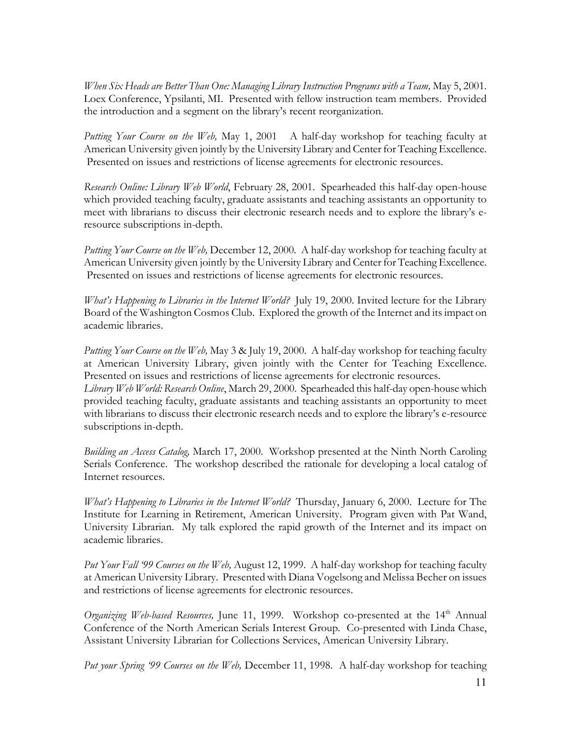*When Six Heads are Better Than One: Managing Library Instruction Programs with a Team,* May 5, 2001. Loex Conference, Ypsilanti, MI. Presented with fellow instruction team members. Provided the introduction and a segment on the library's recent reorganization.

*Putting Your Course on the Web,* May 1, 2001 A half-day workshop for teaching faculty at American University given jointly by the University Library and Center for Teaching Excellence. Presented on issues and restrictions of license agreements for electronic resources.

*Research Online: Library Web World*, February 28, 2001. Spearheaded this half-day open-house which provided teaching faculty, graduate assistants and teaching assistants an opportunity to meet with librarians to discuss their electronic research needs and to explore the library's e-resource subscriptions in-depth.

*Putting Your Course on the Web,* December 12, 2000. A half-day workshop for teaching faculty at American University given jointly by the University Library and Center for Teaching Excellence. Presented on issues and restrictions of license agreements for electronic resources.

*What's Happening to Libraries in the Internet World?* July 19, 2000. Invited lecture for the Library Board of the Washington Cosmos Club. Explored the growth of the Internet and its impact on academic libraries.

*Putting Your Course on the Web,* May 3 & July 19, 2000. A half-day workshop for teaching faculty at American University Library, given jointly with the Center for Teaching Excellence. Presented on issues and restrictions of license agreements for electronic resources.
*Library Web World: Research Online*, March 29, 2000. Spearheaded this half-day open-house which provided teaching faculty, graduate assistants and teaching assistants an opportunity to meet with librarians to discuss their electronic research needs and to explore the library's e-resource subscriptions in-depth.

*Building an Access Catalog,* March 17, 2000. Workshop presented at the Ninth North Caroling Serials Conference. The workshop described the rationale for developing a local catalog of Internet resources.

*What's Happening to Libraries in the Internet World?* Thursday, January 6, 2000. Lecture for The Institute for Learning in Retirement, American University. Program given with Pat Wand, University Librarian. My talk explored the rapid growth of the Internet and its impact on academic libraries.

*Put Your Fall '99 Courses on the Web,* August 12, 1999. A half-day workshop for teaching faculty at American University Library. Presented with Diana Vogelsong and Melissa Becher on issues and restrictions of license agreements for electronic resources.

*Organizing Web-based Resources,* June 11, 1999. Workshop co-presented at the 14th Annual Conference of the North American Serials Interest Group. Co-presented with Linda Chase, Assistant University Librarian for Collections Services, American University Library.

*Put your Spring '99 Courses on the Web,* December 11, 1998. A half-day workshop for teaching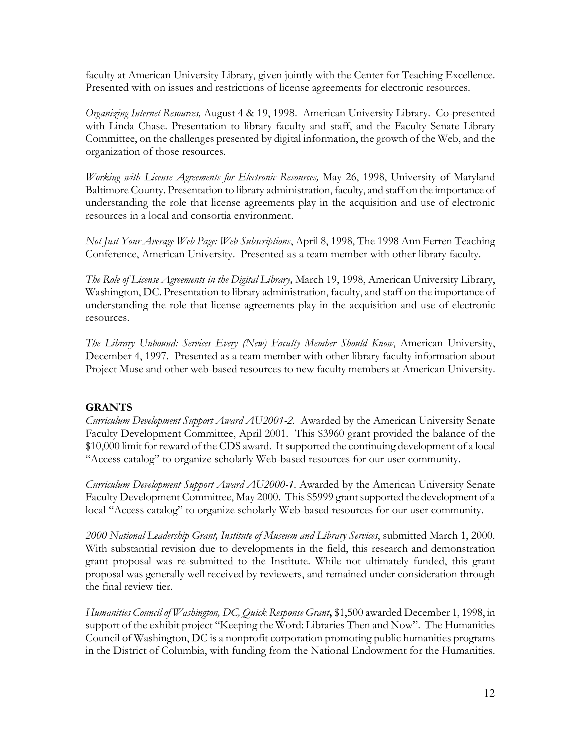faculty at American University Library, given jointly with the Center for Teaching Excellence. Presented with on issues and restrictions of license agreements for electronic resources.

*Organizing Internet Resources,* August 4 & 19, 1998. American University Library. Co-presented with Linda Chase. Presentation to library faculty and staff, and the Faculty Senate Library Committee, on the challenges presented by digital information, the growth of the Web, and the organization of those resources.

*Working with License Agreements for Electronic Resources,* May 26, 1998, University of Maryland Baltimore County. Presentation to library administration, faculty, and staff on the importance of understanding the role that license agreements play in the acquisition and use of electronic resources in a local and consortia environment.

*Not Just Your Average Web Page: Web Subscriptions*, April 8, 1998, The 1998 Ann Ferren Teaching Conference, American University. Presented as a team member with other library faculty.

*The Role of License Agreements in the Digital Library,* March 19, 1998, American University Library, Washington, DC. Presentation to library administration, faculty, and staff on the importance of understanding the role that license agreements play in the acquisition and use of electronic resources.

*The Library Unbound: Services Every (New) Faculty Member Should Know*, American University, December 4, 1997. Presented as a team member with other library faculty information about Project Muse and other web-based resources to new faculty members at American University.

## GRANTS

*Curriculum Development Support Award AU2001-2.* Awarded by the American University Senate Faculty Development Committee, April 2001. This $3960 grant provided the balance of the $10,000 limit for reward of the CDS award. It supported the continuing development of a local "Access catalog" to organize scholarly Web-based resources for our user community.

*Curriculum Development Support Award AU2000-1.* Awarded by the American University Senate Faculty Development Committee, May 2000. This $5999 grant supported the development of a local "Access catalog" to organize scholarly Web-based resources for our user community.

*2000 National Leadership Grant, Institute of Museum and Library Services*, submitted March 1, 2000. With substantial revision due to developments in the field, this research and demonstration grant proposal was re-submitted to the Institute. While not ultimately funded, this grant proposal was generally well received by reviewers, and remained under consideration through the final review tier.

*Humanities Council of Washington, DC, Quick Response Grant***,** $1,500 awarded December 1, 1998, in support of the exhibit project "Keeping the Word: Libraries Then and Now". The Humanities Council of Washington, DC is a nonprofit corporation promoting public humanities programs in the District of Columbia, with funding from the National Endowment for the Humanities.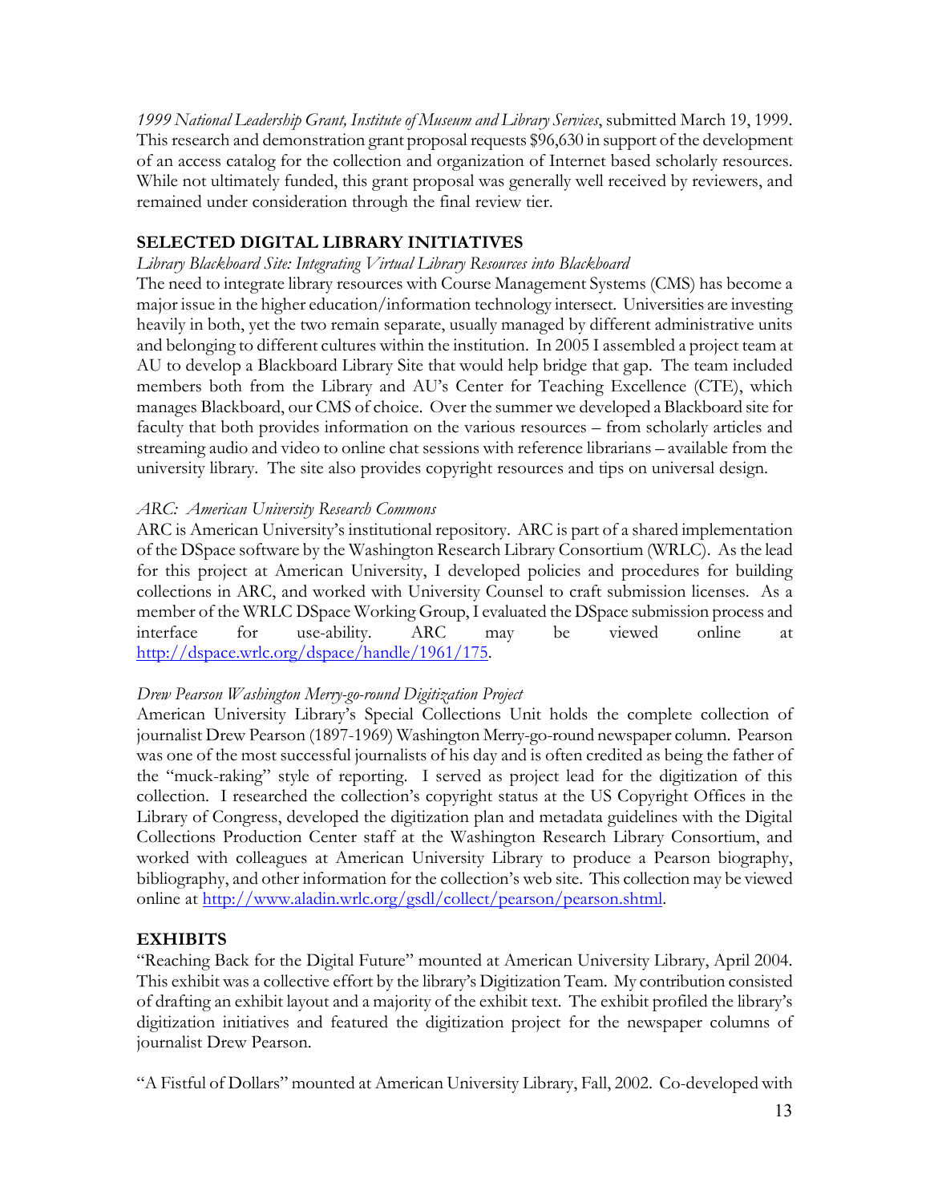*1999 National Leadership Grant, Institute of Museum and Library Services*, submitted March 19, 1999. This research and demonstration grant proposal requests $96,630 in support of the development of an access catalog for the collection and organization of Internet based scholarly resources. While not ultimately funded, this grant proposal was generally well received by reviewers, and remained under consideration through the final review tier.

## SELECTED DIGITAL LIBRARY INITIATIVES

*Library Blackboard Site: Integrating Virtual Library Resources into Blackboard*

The need to integrate library resources with Course Management Systems (CMS) has become a major issue in the higher education/information technology intersect. Universities are investing heavily in both, yet the two remain separate, usually managed by different administrative units and belonging to different cultures within the institution. In 2005 I assembled a project team at AU to develop a Blackboard Library Site that would help bridge that gap. The team included members both from the Library and AU's Center for Teaching Excellence (CTE), which manages Blackboard, our CMS of choice. Over the summer we developed a Blackboard site for faculty that both provides information on the various resources – from scholarly articles and streaming audio and video to online chat sessions with reference librarians – available from the university library. The site also provides copyright resources and tips on universal design.

*ARC: American University Research Commons*

ARC is American University's institutional repository. ARC is part of a shared implementation of the DSpace software by the Washington Research Library Consortium (WRLC). As the lead for this project at American University, I developed policies and procedures for building collections in ARC, and worked with University Counsel to craft submission licenses. As a member of the WRLC DSpace Working Group, I evaluated the DSpace submission process and interface for use-ability. ARC may be viewed online at http://dspace.wrlc.org/dspace/handle/1961/175.

*Drew Pearson Washington Merry-go-round Digitization Project*

American University Library's Special Collections Unit holds the complete collection of journalist Drew Pearson (1897-1969) Washington Merry-go-round newspaper column. Pearson was one of the most successful journalists of his day and is often credited as being the father of the "muck-raking" style of reporting. I served as project lead for the digitization of this collection. I researched the collection's copyright status at the US Copyright Offices in the Library of Congress, developed the digitization plan and metadata guidelines with the Digital Collections Production Center staff at the Washington Research Library Consortium, and worked with colleagues at American University Library to produce a Pearson biography, bibliography, and other information for the collection's web site. This collection may be viewed online at http://www.aladin.wrlc.org/gsdl/collect/pearson/pearson.shtml.

## EXHIBITS

"Reaching Back for the Digital Future" mounted at American University Library, April 2004. This exhibit was a collective effort by the library's Digitization Team. My contribution consisted of drafting an exhibit layout and a majority of the exhibit text. The exhibit profiled the library's digitization initiatives and featured the digitization project for the newspaper columns of journalist Drew Pearson.

"A Fistful of Dollars" mounted at American University Library, Fall, 2002. Co-developed with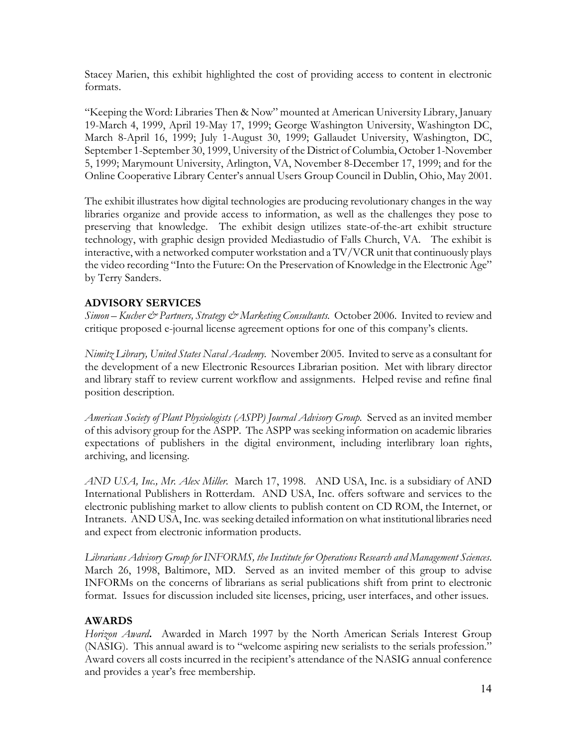Stacey Marien, this exhibit highlighted the cost of providing access to content in electronic formats.

"Keeping the Word: Libraries Then & Now" mounted at American University Library, January 19-March 4, 1999, April 19-May 17, 1999; George Washington University, Washington DC, March 8-April 16, 1999; July 1-August 30, 1999; Gallaudet University, Washington, DC, September 1-September 30, 1999, University of the District of Columbia, October 1-November 5, 1999; Marymount University, Arlington, VA, November 8-December 17, 1999; and for the Online Cooperative Library Center's annual Users Group Council in Dublin, Ohio, May 2001.

The exhibit illustrates how digital technologies are producing revolutionary changes in the way libraries organize and provide access to information, as well as the challenges they pose to preserving that knowledge. The exhibit design utilizes state-of-the-art exhibit structure technology, with graphic design provided Mediastudio of Falls Church, VA. The exhibit is interactive, with a networked computer workstation and a TV/VCR unit that continuously plays the video recording "Into the Future: On the Preservation of Knowledge in the Electronic Age" by Terry Sanders.

## ADVISORY SERVICES

*Simon – Kucher & Partners, Strategy & Marketing Consultants.* October 2006. Invited to review and critique proposed e-journal license agreement options for one of this company's clients.

*Nimitz Library, United States Naval Academy.* November 2005. Invited to serve as a consultant for the development of a new Electronic Resources Librarian position. Met with library director and library staff to review current workflow and assignments. Helped revise and refine final position description.

*American Society of Plant Physiologists (ASPP) Journal Advisory Group.* Served as an invited member of this advisory group for the ASPP. The ASPP was seeking information on academic libraries expectations of publishers in the digital environment, including interlibrary loan rights, archiving, and licensing.

*AND USA, Inc., Mr. Alex Miller.* March 17, 1998. AND USA, Inc. is a subsidiary of AND International Publishers in Rotterdam. AND USA, Inc. offers software and services to the electronic publishing market to allow clients to publish content on CD ROM, the Internet, or Intranets. AND USA, Inc. was seeking detailed information on what institutional libraries need and expect from electronic information products.

*Librarians Advisory Group for INFORMS, the Institute for Operations Research and Management Sciences.* March 26, 1998, Baltimore, MD. Served as an invited member of this group to advise INFORMs on the concerns of librarians as serial publications shift from print to electronic format. Issues for discussion included site licenses, pricing, user interfaces, and other issues.

## AWARDS

***Horizon Award*.** Awarded in March 1997 by the North American Serials Interest Group (NASIG). This annual award is to "welcome aspiring new serialists to the serials profession." Award covers all costs incurred in the recipient's attendance of the NASIG annual conference and provides a year's free membership.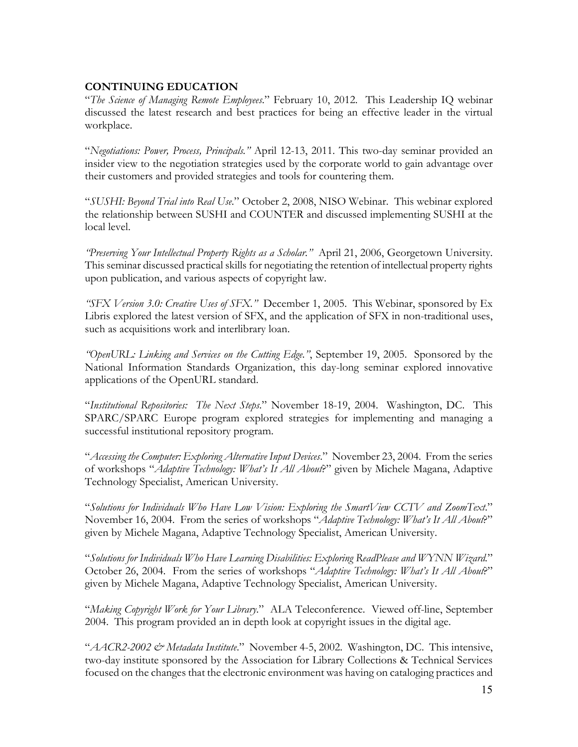**CONTINUING EDUCATION**

"*The Science of Managing Remote Employees*." February 10, 2012. This Leadership IQ webinar discussed the latest research and best practices for being an effective leader in the virtual workplace.

"*Negotiations: Power, Process, Principals."* April 12-13, 2011. This two-day seminar provided an insider view to the negotiation strategies used by the corporate world to gain advantage over their customers and provided strategies and tools for countering them.

"*SUSHI: Beyond Trial into Real Use*." October 2, 2008, NISO Webinar. This webinar explored the relationship between SUSHI and COUNTER and discussed implementing SUSHI at the local level.

*"Preserving Your Intellectual Property Rights as a Scholar."* April 21, 2006, Georgetown University. This seminar discussed practical skills for negotiating the retention of intellectual property rights upon publication, and various aspects of copyright law.

*"SFX Version 3.0: Creative Uses of SFX."* December 1, 2005. This Webinar, sponsored by Ex Libris explored the latest version of SFX, and the application of SFX in non-traditional uses, such as acquisitions work and interlibrary loan.

*"OpenURL: Linking and Services on the Cutting Edge."*, September 19, 2005. Sponsored by the National Information Standards Organization, this day-long seminar explored innovative applications of the OpenURL standard.

"*Institutional Repositories: The Next Steps*." November 18-19, 2004. Washington, DC. This SPARC/SPARC Europe program explored strategies for implementing and managing a successful institutional repository program.

"*Accessing the Computer: Exploring Alternative Input Devices*." November 23, 2004. From the series of workshops "*Adaptive Technology: What's It All About*?" given by Michele Magana, Adaptive Technology Specialist, American University.

"*Solutions for Individuals Who Have Low Vision: Exploring the SmartView CCTV and ZoomText*." November 16, 2004. From the series of workshops "*Adaptive Technology: What's It All About*?" given by Michele Magana, Adaptive Technology Specialist, American University.

"*Solutions for Individuals Who Have Learning Disabilities: Exploring ReadPlease and WYNN Wizard*." October 26, 2004. From the series of workshops "*Adaptive Technology: What's It All About*?" given by Michele Magana, Adaptive Technology Specialist, American University.

"*Making Copyright Work for Your Library*." ALA Teleconference. Viewed off-line, September 2004. This program provided an in depth look at copyright issues in the digital age.

"*AACR2-2002 & Metadata Institute*." November 4-5, 2002. Washington, DC. This intensive, two-day institute sponsored by the Association for Library Collections & Technical Services focused on the changes that the electronic environment was having on cataloging practices and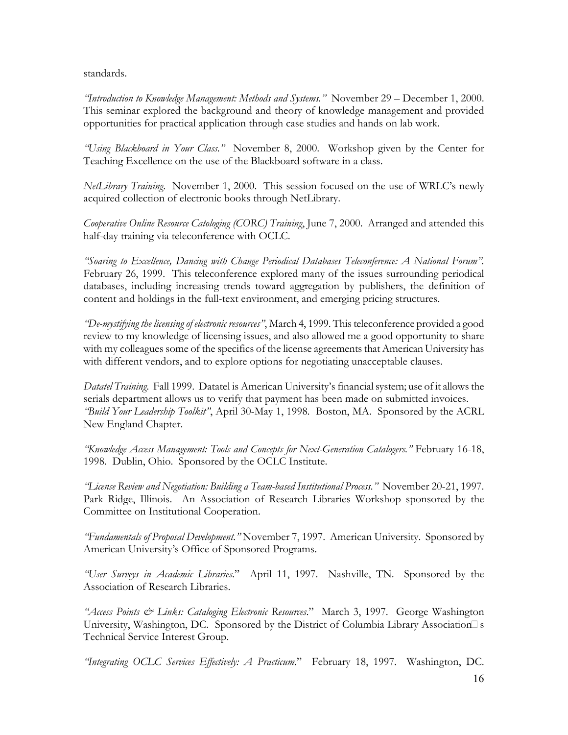standards.

*"Introduction to Knowledge Management: Methods and Systems."* November 29 – December 1, 2000. This seminar explored the background and theory of knowledge management and provided opportunities for practical application through case studies and hands on lab work.

*"Using Blackboard in Your Class."* November 8, 2000. Workshop given by the Center for Teaching Excellence on the use of the Blackboard software in a class.

*NetLibrary Training.* November 1, 2000. This session focused on the use of WRLC's newly acquired collection of electronic books through NetLibrary.

*Cooperative Online Resource Catologing (CORC) Training*, June 7, 2000. Arranged and attended this half-day training via teleconference with OCLC.

*"Soaring to Excellence, Dancing with Change Periodical Databases Teleconference: A National Forum".* February 26, 1999. This teleconference explored many of the issues surrounding periodical databases, including increasing trends toward aggregation by publishers, the definition of content and holdings in the full-text environment, and emerging pricing structures.

*"De-mystifying the licensing of electronic resources"*, March 4, 1999. This teleconference provided a good review to my knowledge of licensing issues, and also allowed me a good opportunity to share with my colleagues some of the specifics of the license agreements that American University has with different vendors, and to explore options for negotiating unacceptable clauses.

*Datatel Training.* Fall 1999. Datatel is American University's financial system; use of it allows the serials department allows us to verify that payment has been made on submitted invoices.
*"Build Your Leadership Toolkit"*, April 30-May 1, 1998. Boston, MA. Sponsored by the ACRL New England Chapter.

*"Knowledge Access Management: Tools and Concepts for Next-Generation Catalogers."* February 16-18, 1998. Dublin, Ohio. Sponsored by the OCLC Institute.

*"License Review and Negotiation: Building a Team-based Institutional Process."* November 20-21, 1997. Park Ridge, Illinois. An Association of Research Libraries Workshop sponsored by the Committee on Institutional Cooperation.

*"Fundamentals of Proposal Development."* November 7, 1997. American University. Sponsored by American University's Office of Sponsored Programs.

*"User Surveys in Academic Libraries.*" April 11, 1997. Nashville, TN. Sponsored by the Association of Research Libraries.

*"Access Points & Links: Cataloging Electronic Resources.*" March 3, 1997. George Washington University, Washington, DC. Sponsored by the District of Columbia Library Association□s Technical Service Interest Group.

*"Integrating OCLC Services Effectively: A Practicum.*" February 18, 1997. Washington, DC.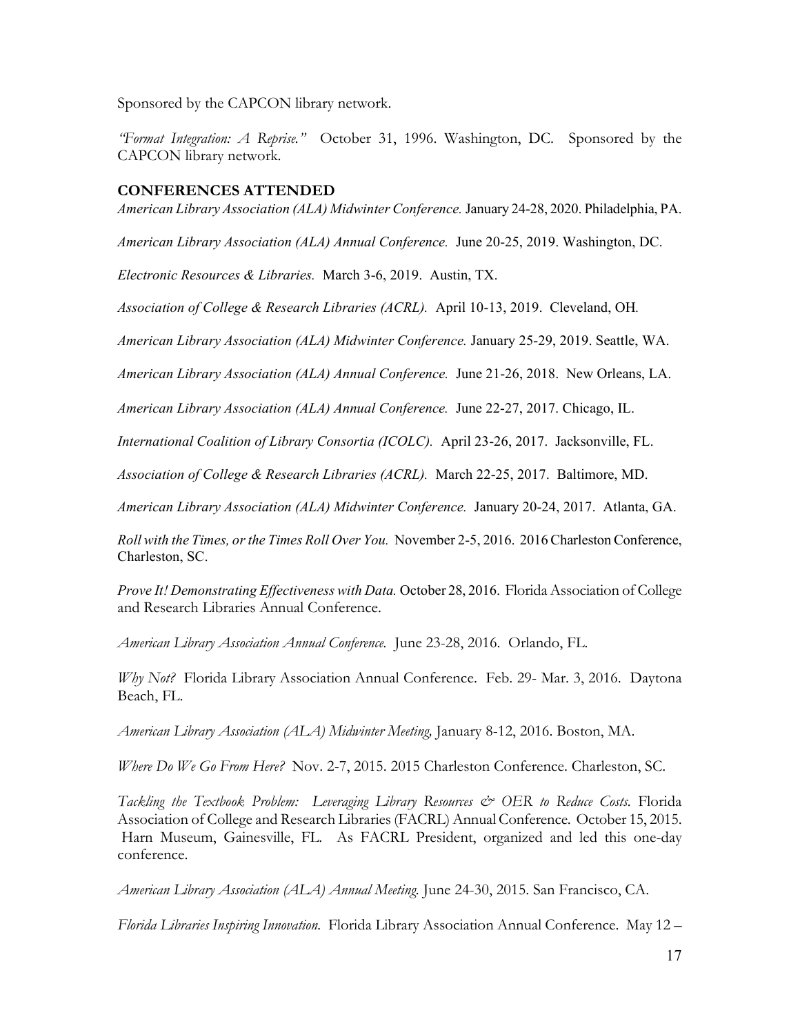Sponsored by the CAPCON library network.

*"Format Integration: A Reprise."* October 31, 1996. Washington, DC. Sponsored by the CAPCON library network.

### CONFERENCES ATTENDED

*American Library Association (ALA) Midwinter Conference.* January 24-28, 2020. Philadelphia, PA.

*American Library Association (ALA) Annual Conference.* June 20-25, 2019. Washington, DC.

*Electronic Resources & Libraries.* March 3-6, 2019. Austin, TX.

*Association of College & Research Libraries (ACRL).* April 10-13, 2019. Cleveland, OH.

*American Library Association (ALA) Midwinter Conference.* January 25-29, 2019. Seattle, WA.

*American Library Association (ALA) Annual Conference.* June 21-26, 2018. New Orleans, LA.

*American Library Association (ALA) Annual Conference.* June 22-27, 2017. Chicago, IL.

*International Coalition of Library Consortia (ICOLC).* April 23-26, 2017. Jacksonville, FL.

*Association of College & Research Libraries (ACRL).* March 22-25, 2017. Baltimore, MD.

*American Library Association (ALA) Midwinter Conference.* January 20-24, 2017. Atlanta, GA.

*Roll with the Times, or the Times Roll Over You.* November 2-5, 2016. 2016 Charleston Conference, Charleston, SC.

*Prove It! Demonstrating Effectiveness with Data.* October 28, 2016. Florida Association of College and Research Libraries Annual Conference.

*American Library Association Annual Conference.* June 23-28, 2016. Orlando, FL.

*Why Not?* Florida Library Association Annual Conference. Feb. 29- Mar. 3, 2016. Daytona Beach, FL.

*American Library Association (ALA) Midwinter Meeting,* January 8-12, 2016. Boston, MA.

*Where Do We Go From Here?* Nov. 2-7, 2015. 2015 Charleston Conference. Charleston, SC.

*Tackling the Textbook Problem: Leveraging Library Resources & OER to Reduce Costs.* Florida Association of College and Research Libraries (FACRL) Annual Conference. October 15, 2015. Harn Museum, Gainesville, FL. As FACRL President, organized and led this one-day conference.

*American Library Association (ALA) Annual Meeting.* June 24-30, 2015. San Francisco, CA.

*Florida Libraries Inspiring Innovation.* Florida Library Association Annual Conference. May 12 –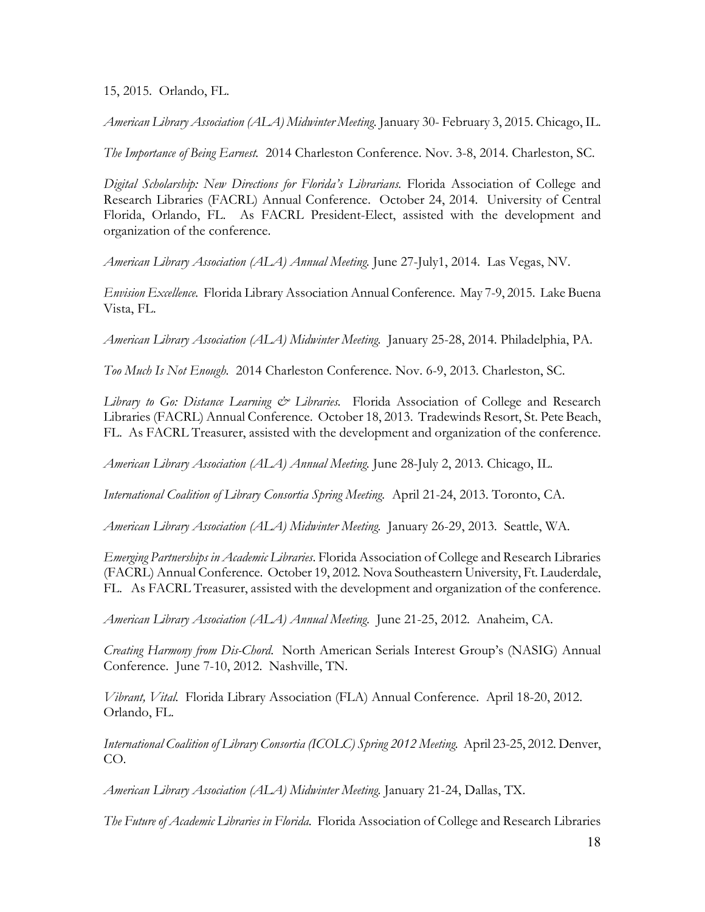15, 2015. Orlando, FL.

*American Library Association (ALA) Midwinter Meeting.* January 30- February 3, 2015. Chicago, IL.

*The Importance of Being Earnest.* 2014 Charleston Conference. Nov. 3-8, 2014. Charleston, SC.

*Digital Scholarship: New Directions for Florida's Librarians.* Florida Association of College and Research Libraries (FACRL) Annual Conference. October 24, 2014. University of Central Florida, Orlando, FL. As FACRL President-Elect, assisted with the development and organization of the conference.

*American Library Association (ALA) Annual Meeting.* June 27-July1, 2014. Las Vegas, NV.

*Envision Excellence.* Florida Library Association Annual Conference. May 7-9, 2015. Lake Buena Vista, FL.

*American Library Association (ALA) Midwinter Meeting.* January 25-28, 2014. Philadelphia, PA.

*Too Much Is Not Enough.* 2014 Charleston Conference. Nov. 6-9, 2013. Charleston, SC.

*Library to Go: Distance Learning & Libraries.* Florida Association of College and Research Libraries (FACRL) Annual Conference. October 18, 2013. Tradewinds Resort, St. Pete Beach, FL. As FACRL Treasurer, assisted with the development and organization of the conference.

*American Library Association (ALA) Annual Meeting.* June 28-July 2, 2013. Chicago, IL.

*International Coalition of Library Consortia Spring Meeting.* April 21-24, 2013. Toronto, CA.

*American Library Association (ALA) Midwinter Meeting.* January 26-29, 2013. Seattle, WA.

*Emerging Partnerships in Academic Libraries*. Florida Association of College and Research Libraries (FACRL) Annual Conference. October 19, 2012. Nova Southeastern University, Ft. Lauderdale, FL. As FACRL Treasurer, assisted with the development and organization of the conference.

*American Library Association (ALA) Annual Meeting.* June 21-25, 2012. Anaheim, CA.

*Creating Harmony from Dis-Chord.* North American Serials Interest Group's (NASIG) Annual Conference. June 7-10, 2012. Nashville, TN.

*Vibrant, Vital.* Florida Library Association (FLA) Annual Conference. April 18-20, 2012. Orlando, FL.

*International Coalition of Library Consortia (ICOLC) Spring 2012 Meeting.* April 23-25, 2012. Denver, CO.

*American Library Association (ALA) Midwinter Meeting.* January 21-24, Dallas, TX.

*The Future of Academic Libraries in Florida.* Florida Association of College and Research Libraries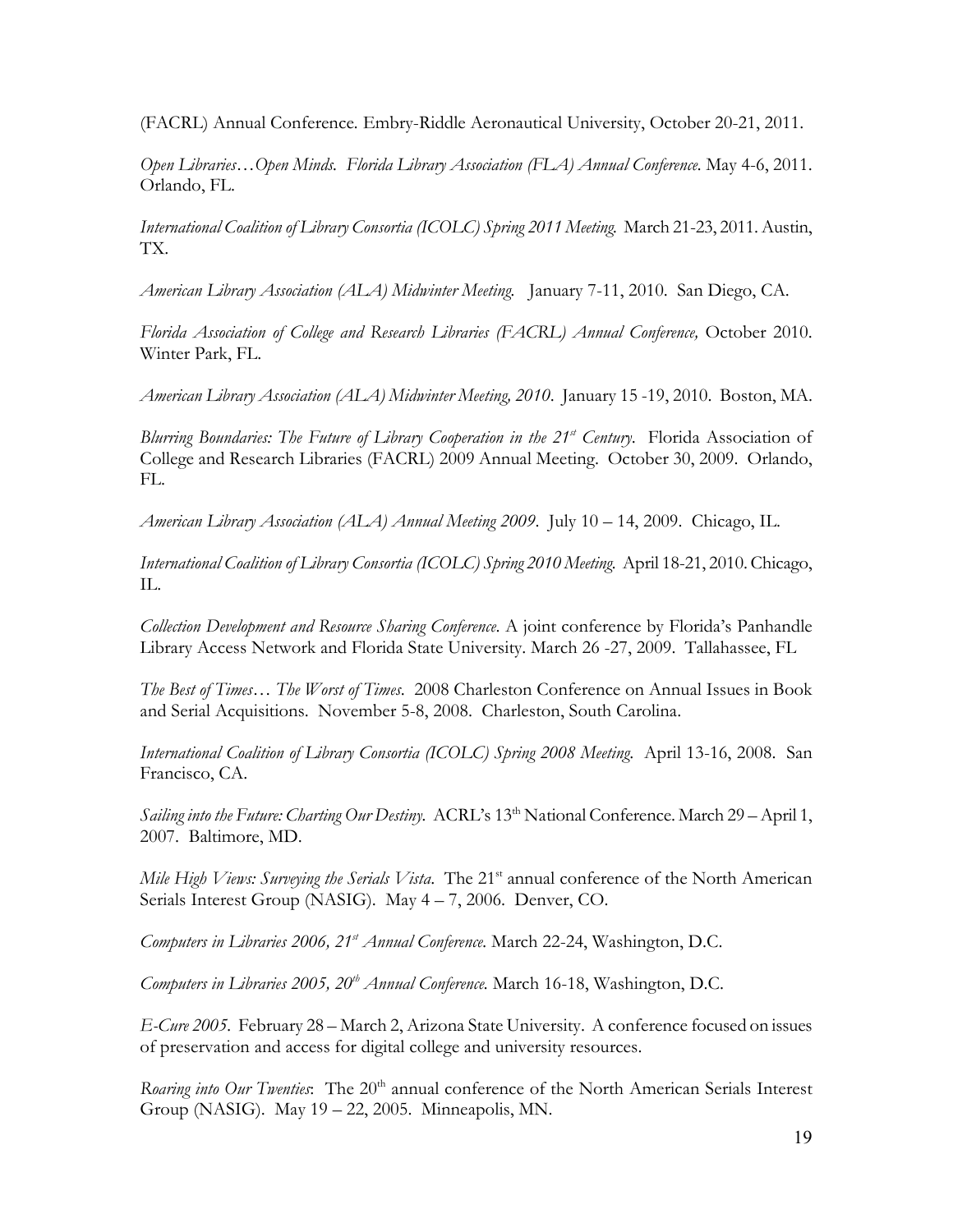(FACRL) Annual Conference. Embry-Riddle Aeronautical University, October 20-21, 2011.

*Open Libraries…Open Minds. Florida Library Association (FLA) Annual Conference.* May 4-6, 2011. Orlando, FL.

*International Coalition of Library Consortia (ICOLC) Spring 2011 Meeting.* March 21-23, 2011. Austin, TX.

*American Library Association (ALA) Midwinter Meeting.* January 7-11, 2010. San Diego, CA.

*Florida Association of College and Research Libraries (FACRL) Annual Conference,* October 2010. Winter Park, FL.

*American Library Association (ALA) Midwinter Meeting, 2010.* January 15 -19, 2010. Boston, MA.

*Blurring Boundaries: The Future of Library Cooperation in the 21st Century.* Florida Association of College and Research Libraries (FACRL) 2009 Annual Meeting. October 30, 2009. Orlando, FL.

*American Library Association (ALA) Annual Meeting 2009.* July 10 – 14, 2009. Chicago, IL.

*International Coalition of Library Consortia (ICOLC) Spring 2010 Meeting.* April 18-21, 2010. Chicago, IL.

*Collection Development and Resource Sharing Conference.* A joint conference by Florida's Panhandle Library Access Network and Florida State University. March 26 -27, 2009. Tallahassee, FL

*The Best of Times… The Worst of Times.* 2008 Charleston Conference on Annual Issues in Book and Serial Acquisitions. November 5-8, 2008. Charleston, South Carolina.

*International Coalition of Library Consortia (ICOLC) Spring 2008 Meeting.* April 13-16, 2008. San Francisco, CA.

*Sailing into the Future: Charting Our Destiny.* ACRL's 13th National Conference. March 29 – April 1, 2007. Baltimore, MD.

*Mile High Views: Surveying the Serials Vista.* The 21st annual conference of the North American Serials Interest Group (NASIG). May 4 – 7, 2006. Denver, CO.

*Computers in Libraries 2006, 21st Annual Conference.* March 22-24, Washington, D.C.

*Computers in Libraries 2005, 20th Annual Conference.* March 16-18, Washington, D.C.

*E-Cure 2005.* February 28 – March 2, Arizona State University. A conference focused on issues of preservation and access for digital college and university resources.

*Roaring into Our Twenties*: The 20th annual conference of the North American Serials Interest Group (NASIG). May 19 – 22, 2005. Minneapolis, MN.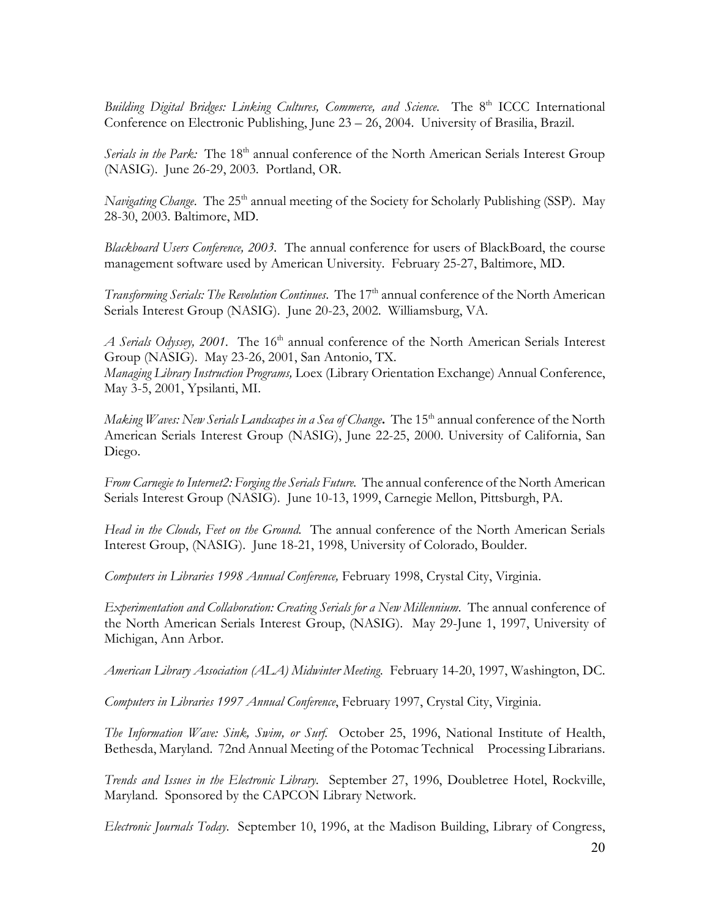*Building Digital Bridges: Linking Cultures, Commerce, and Science*. The 8th ICCC International Conference on Electronic Publishing, June 23 – 26, 2004. University of Brasilia, Brazil.

*Serials in the Park:* The 18th annual conference of the North American Serials Interest Group (NASIG). June 26-29, 2003. Portland, OR.

*Navigating Change*. The 25th annual meeting of the Society for Scholarly Publishing (SSP). May 28-30, 2003. Baltimore, MD.

*Blackboard Users Conference, 2003*. The annual conference for users of BlackBoard, the course management software used by American University. February 25-27, Baltimore, MD.

*Transforming Serials: The Revolution Continues*. The 17th annual conference of the North American Serials Interest Group (NASIG). June 20-23, 2002. Williamsburg, VA.

*A Serials Odyssey, 2001*. The 16th annual conference of the North American Serials Interest Group (NASIG). May 23-26, 2001, San Antonio, TX.
*Managing Library Instruction Programs,* Loex (Library Orientation Exchange) Annual Conference, May 3-5, 2001, Ypsilanti, MI.

*Making Waves: New Serials Landscapes in a Sea of Change***.** The 15th annual conference of the North American Serials Interest Group (NASIG), June 22-25, 2000. University of California, San Diego.

*From Carnegie to Internet2: Forging the Serials Future.* The annual conference of the North American Serials Interest Group (NASIG). June 10-13, 1999, Carnegie Mellon, Pittsburgh, PA.

*Head in the Clouds, Feet on the Ground.* The annual conference of the North American Serials Interest Group, (NASIG). June 18-21, 1998, University of Colorado, Boulder.

*Computers in Libraries 1998 Annual Conference,* February 1998, Crystal City, Virginia.

*Experimentation and Collaboration: Creating Serials for a New Millennium*. The annual conference of the North American Serials Interest Group, (NASIG). May 29-June 1, 1997, University of Michigan, Ann Arbor.

*American Library Association (ALA) Midwinter Meeting.* February 14-20, 1997, Washington, DC.

*Computers in Libraries 1997 Annual Conference*, February 1997, Crystal City, Virginia.

*The Information Wave: Sink, Swim, or Surf.* October 25, 1996, National Institute of Health, Bethesda, Maryland. 72nd Annual Meeting of the Potomac Technical Processing Librarians.

*Trends and Issues in the Electronic Library*. September 27, 1996, Doubletree Hotel, Rockville, Maryland. Sponsored by the CAPCON Library Network.

*Electronic Journals Today*. September 10, 1996, at the Madison Building, Library of Congress,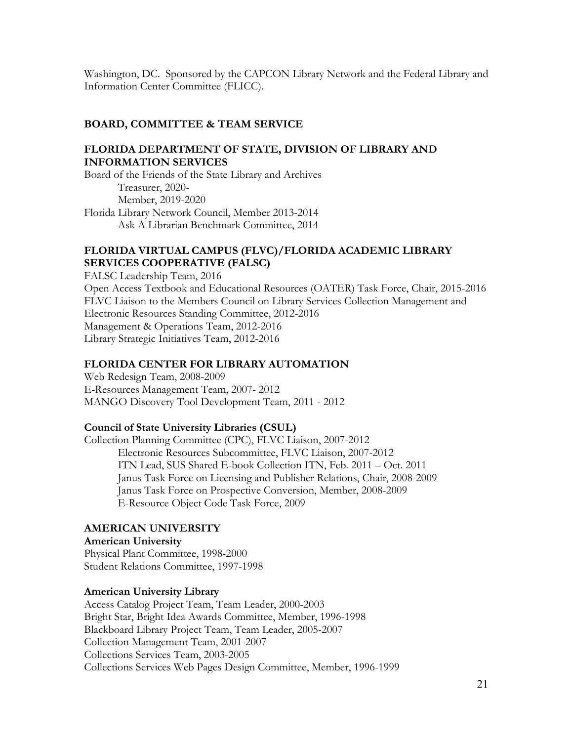Washington, DC. Sponsored by the CAPCON Library Network and the Federal Library and Information Center Committee (FLICC).

## BOARD, COMMITTEE & TEAM SERVICE

### FLORIDA DEPARTMENT OF STATE, DIVISION OF LIBRARY AND INFORMATION SERVICES

Board of the Friends of the State Library and Archives
- Treasurer, 2020-
- Member, 2019-2020

Florida Library Network Council, Member 2013-2014
- Ask A Librarian Benchmark Committee, 2014

### FLORIDA VIRTUAL CAMPUS (FLVC)/FLORIDA ACADEMIC LIBRARY SERVICES COOPERATIVE (FALSC)

FALSC Leadership Team, 2016
Open Access Textbook and Educational Resources (OATER) Task Force, Chair, 2015-2016
FLVC Liaison to the Members Council on Library Services Collection Management and Electronic Resources Standing Committee, 2012-2016
Management & Operations Team, 2012-2016
Library Strategic Initiatives Team, 2012-2016

### FLORIDA CENTER FOR LIBRARY AUTOMATION

Web Redesign Team, 2008-2009
E-Resources Management Team, 2007- 2012
MANGO Discovery Tool Development Team, 2011 - 2012

#### Council of State University Libraries (CSUL)

Collection Planning Committee (CPC), FLVC Liaison, 2007-2012
- Electronic Resources Subcommittee, FLVC Liaison, 2007-2012
- ITN Lead, SUS Shared E-book Collection ITN, Feb. 2011 – Oct. 2011
- Janus Task Force on Licensing and Publisher Relations, Chair, 2008-2009
- Janus Task Force on Prospective Conversion, Member, 2008-2009
- E-Resource Object Code Task Force, 2009

### AMERICAN UNIVERSITY

#### American University

Physical Plant Committee, 1998-2000
Student Relations Committee, 1997-1998

#### American University Library

Access Catalog Project Team, Team Leader, 2000-2003
Bright Star, Bright Idea Awards Committee, Member, 1996-1998
Blackboard Library Project Team, Team Leader, 2005-2007
Collection Management Team, 2001-2007
Collections Services Team, 2003-2005
Collections Services Web Pages Design Committee, Member, 1996-1999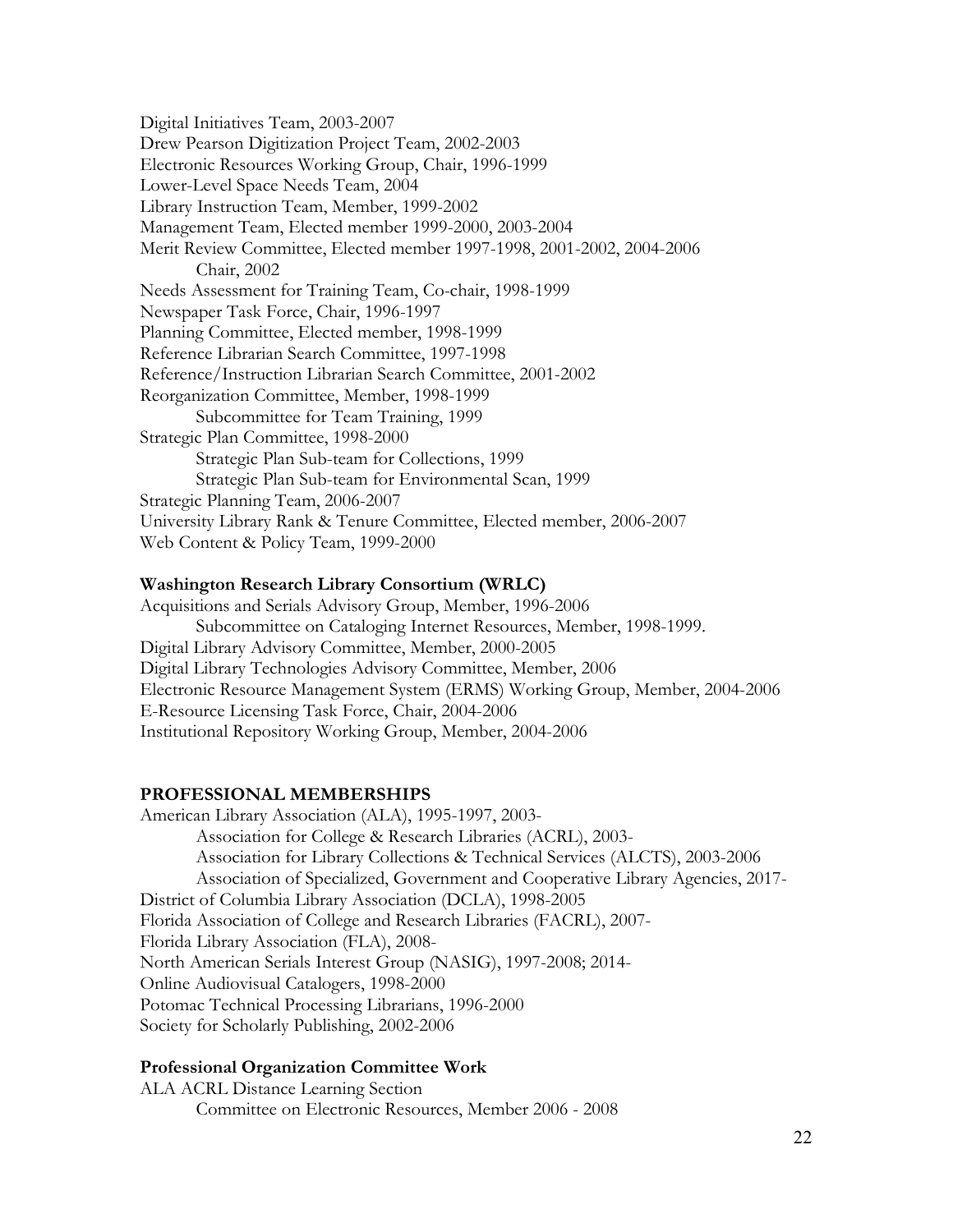Digital Initiatives Team, 2003-2007
Drew Pearson Digitization Project Team, 2002-2003
Electronic Resources Working Group, Chair, 1996-1999
Lower-Level Space Needs Team, 2004
Library Instruction Team, Member, 1999-2002
Management Team, Elected member 1999-2000, 2003-2004
Merit Review Committee, Elected member 1997-1998, 2001-2002, 2004-2006
  Chair, 2002
Needs Assessment for Training Team, Co-chair, 1998-1999
Newspaper Task Force, Chair, 1996-1997
Planning Committee, Elected member, 1998-1999
Reference Librarian Search Committee, 1997-1998
Reference/Instruction Librarian Search Committee, 2001-2002
Reorganization Committee, Member, 1998-1999
  Subcommittee for Team Training, 1999
Strategic Plan Committee, 1998-2000
  Strategic Plan Sub-team for Collections, 1999
  Strategic Plan Sub-team for Environmental Scan, 1999
Strategic Planning Team, 2006-2007
University Library Rank & Tenure Committee, Elected member, 2006-2007
Web Content & Policy Team, 1999-2000

**Washington Research Library Consortium (WRLC)**

Acquisitions and Serials Advisory Group, Member, 1996-2006
  Subcommittee on Cataloging Internet Resources, Member, 1998-1999.
Digital Library Advisory Committee, Member, 2000-2005
Digital Library Technologies Advisory Committee, Member, 2006
Electronic Resource Management System (ERMS) Working Group, Member, 2004-2006
E-Resource Licensing Task Force, Chair, 2004-2006
Institutional Repository Working Group, Member, 2004-2006

## PROFESSIONAL MEMBERSHIPS

American Library Association (ALA), 1995-1997, 2003-
  Association for College & Research Libraries (ACRL), 2003-
  Association for Library Collections & Technical Services (ALCTS), 2003-2006
  Association of Specialized, Government and Cooperative Library Agencies, 2017-
District of Columbia Library Association (DCLA), 1998-2005
Florida Association of College and Research Libraries (FACRL), 2007-
Florida Library Association (FLA), 2008-
North American Serials Interest Group (NASIG), 1997-2008; 2014-
Online Audiovisual Catalogers, 1998-2000
Potomac Technical Processing Librarians, 1996-2000
Society for Scholarly Publishing, 2002-2006

**Professional Organization Committee Work**

ALA ACRL Distance Learning Section
  Committee on Electronic Resources, Member 2006 - 2008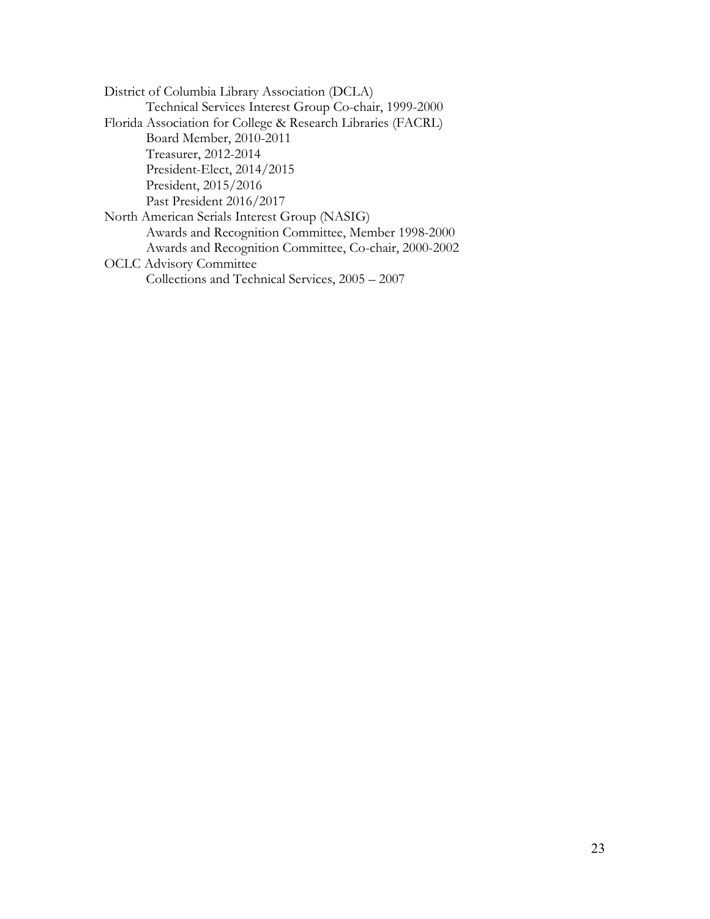District of Columbia Library Association (DCLA)
- Technical Services Interest Group Co-chair, 1999-2000

Florida Association for College & Research Libraries (FACRL)
- Board Member, 2010-2011
- Treasurer, 2012-2014
- President-Elect, 2014/2015
- President, 2015/2016
- Past President 2016/2017

North American Serials Interest Group (NASIG)
- Awards and Recognition Committee, Member 1998-2000
- Awards and Recognition Committee, Co-chair, 2000-2002

OCLC Advisory Committee
- Collections and Technical Services, 2005 – 2007